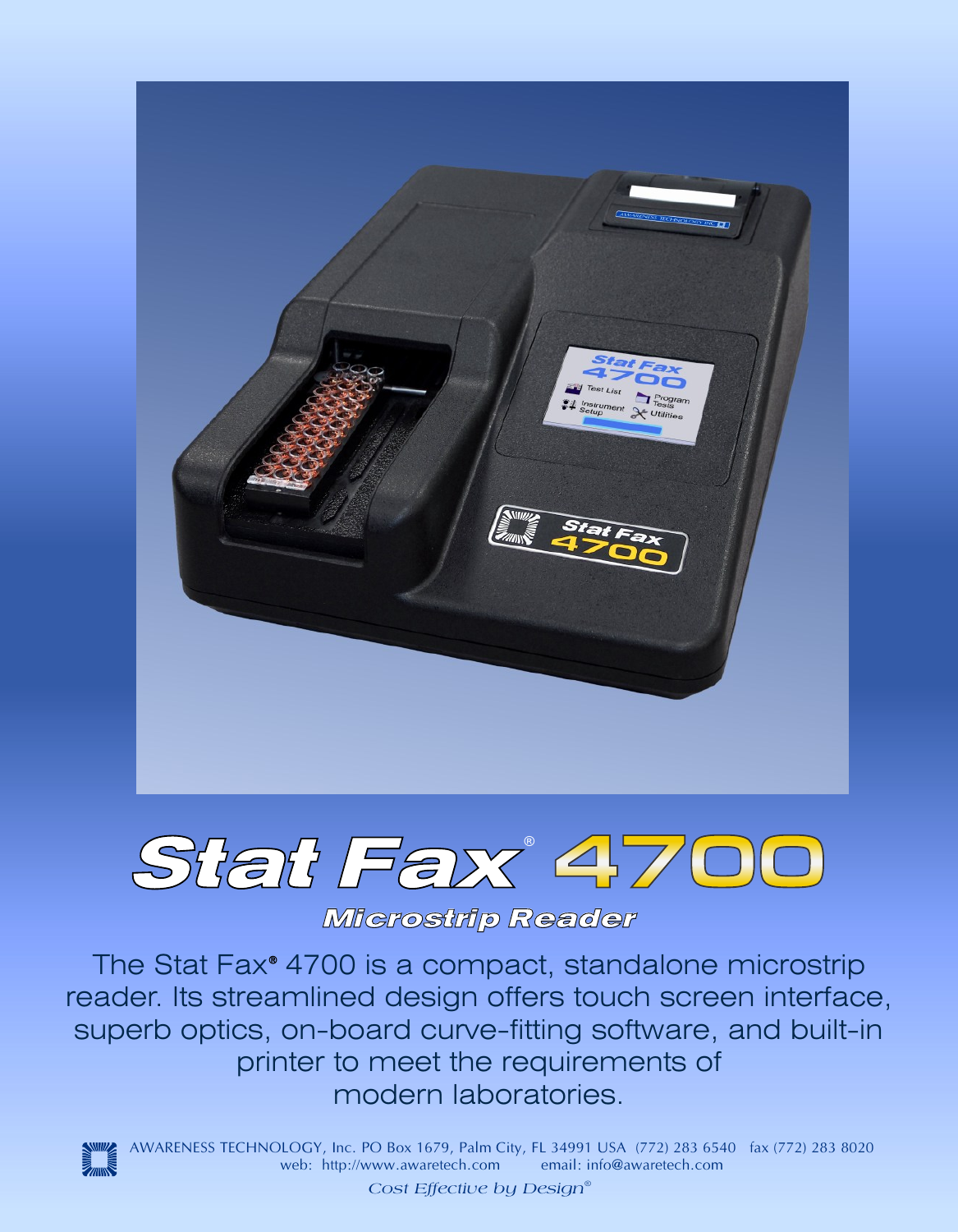# Stat Fax® 4700

## Microstrip Reader

The Stat Fax® 4700 is a compact, standalone microstrip reader. Its streamlined design offers touch screen interface, superb optics, on-board curve-fitting software, and built-in printer to meet the requirements of modern laboratories.

AWARENESS TECHNOLOGY, Inc. PO Box 1679, Palm City, FL 34991 USA (772) 283 6540 fax (772) 283 8020
web: http://www.awaretech.com email: info@awaretech.com

*Cost Effective by Design®*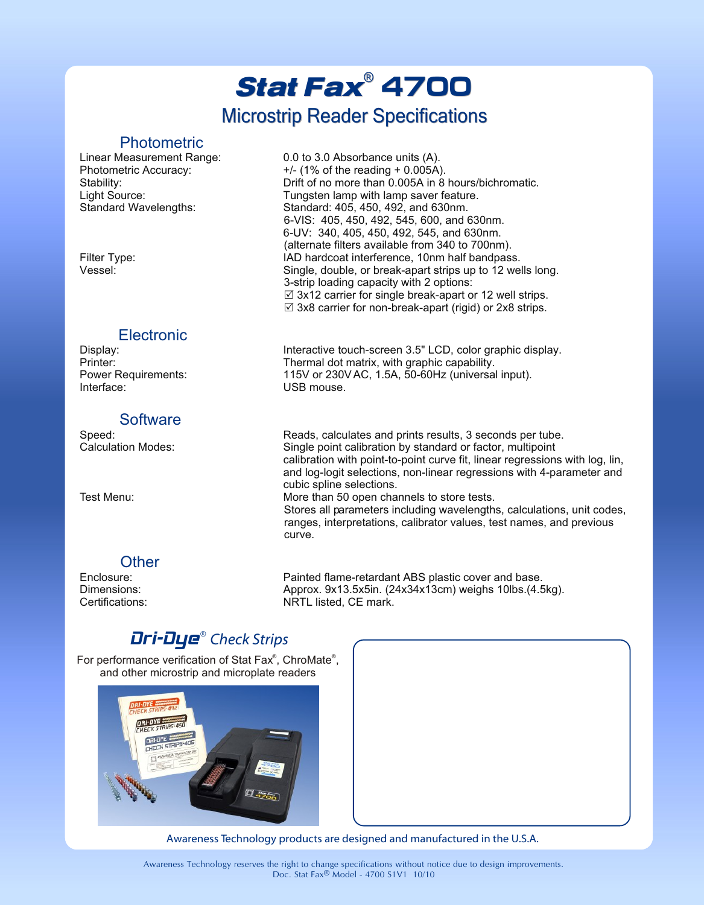# Stat Fax® 4700

## Microstrip Reader Specifications

### Photometric

| | |
|---|---|
| Linear Measurement Range: | 0.0 to 3.0 Absorbance units (A). |
| Photometric Accuracy: | +/- (1% of the reading + 0.005A). |
| Stability: | Drift of no more than 0.005A in 8 hours/bichromatic. |
| Light Source: | Tungsten lamp with lamp saver feature. |
| Standard Wavelengths: | Standard: 405, 450, 492, and 630nm.<br>6-VIS: 405, 450, 492, 545, 600, and 630nm.<br>6-UV: 340, 405, 450, 492, 545, and 630nm.<br>(alternate filters available from 340 to 700nm). |
| Filter Type: | IAD hardcoat interference, 10nm half bandpass. |
| Vessel: | Single, double, or break-apart strips up to 12 wells long.<br>3-strip loading capacity with 2 options:<br>☑ 3x12 carrier for single break-apart or 12 well strips.<br>☑ 3x8 carrier for non-break-apart (rigid) or 2x8 strips. |

### Electronic

| | |
|---|---|
| Display: | Interactive touch-screen 3.5" LCD, color graphic display. |
| Printer: | Thermal dot matrix, with graphic capability. |
| Power Requirements: | 115V or 230V AC, 1.5A, 50-60Hz (universal input). |
| Interface: | USB mouse. |

### Software

| | |
|---|---|
| Speed: | Reads, calculates and prints results, 3 seconds per tube. |
| Calculation Modes: | Single point calibration by standard or factor, multipoint calibration with point-to-point curve fit, linear regressions with log, lin, and log-logit selections, non-linear regressions with 4-parameter and cubic spline selections. |
| Test Menu: | More than 50 open channels to store tests.<br>Stores all parameters including wavelengths, calculations, unit codes, ranges, interpretations, calibrator values, test names, and previous curve. |

### Other

| | |
|---|---|
| Enclosure: | Painted flame-retardant ABS plastic cover and base. |
| Dimensions: | Approx. 9x13.5x5in. (24x34x13cm) weighs 10lbs.(4.5kg). |
| Certifications: | NRTL listed, CE mark. |

## Dri-Dye® Check Strips

For performance verification of Stat Fax®, ChroMate®, and other microstrip and microplate readers

Awareness Technology products are designed and manufactured in the U.S.A.

Awareness Technology reserves the right to change specifications without notice due to design improvements.
Doc. Stat Fax® Model - 4700 S1V1 10/10